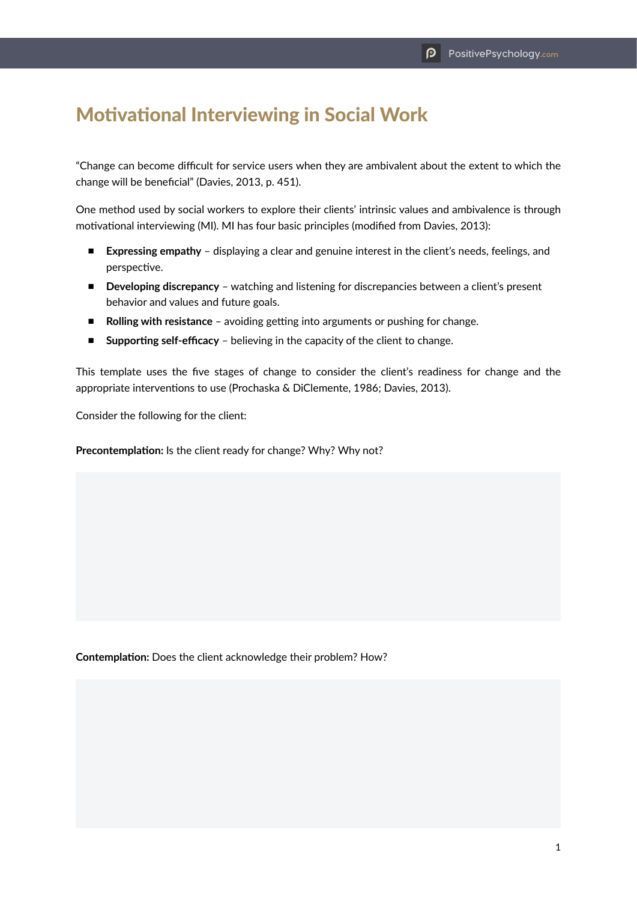# Motivational Interviewing in Social Work

"Change can become difficult for service users when they are ambivalent about the extent to which the change will be beneficial" (Davies, 2013, p. 451).

One method used by social workers to explore their clients' intrinsic values and ambivalence is through motivational interviewing (MI). MI has four basic principles (modified from Davies, 2013):

- **Expressing empathy** – displaying a clear and genuine interest in the client's needs, feelings, and perspective.
- **Developing discrepancy** – watching and listening for discrepancies between a client's present behavior and values and future goals.
- **Rolling with resistance** – avoiding getting into arguments or pushing for change.
- **Supporting self-efficacy** – believing in the capacity of the client to change.

This template uses the five stages of change to consider the client's readiness for change and the appropriate interventions to use (Prochaska & DiClemente, 1986; Davies, 2013).

Consider the following for the client:

**Precontemplation:** Is the client ready for change? Why? Why not?

**Contemplation:** Does the client acknowledge their problem? How?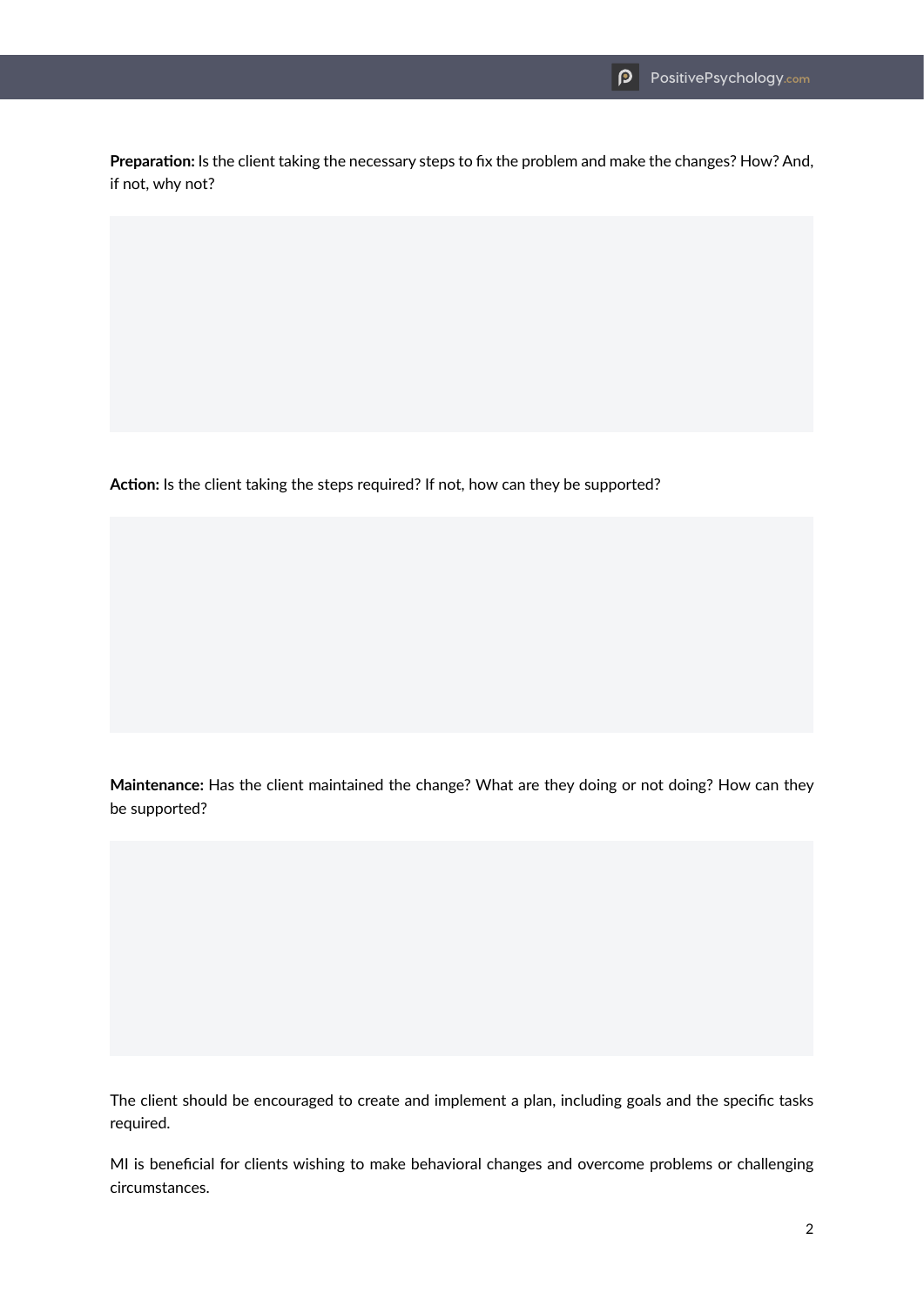**Preparation:** Is the client taking the necessary steps to fix the problem and make the changes? How? And, if not, why not?

**Action:** Is the client taking the steps required? If not, how can they be supported?

**Maintenance:** Has the client maintained the change? What are they doing or not doing? How can they be supported?

The client should be encouraged to create and implement a plan, including goals and the specific tasks required.

MI is beneficial for clients wishing to make behavioral changes and overcome problems or challenging circumstances.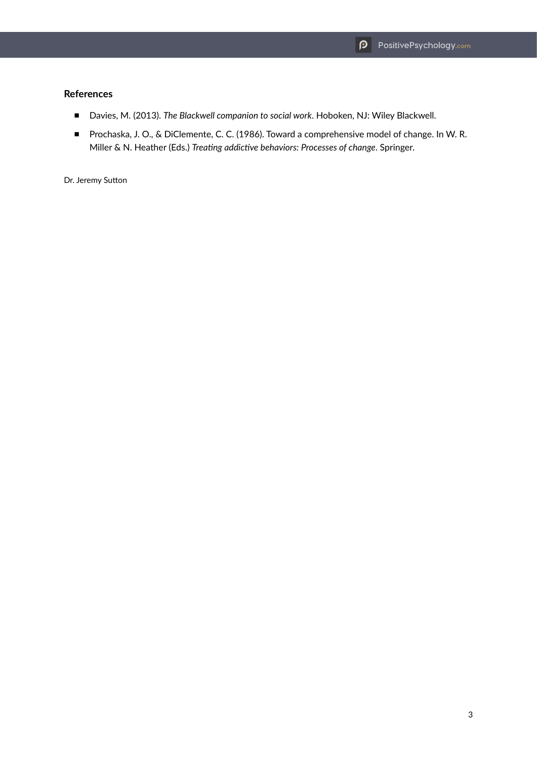## References

- Davies, M. (2013). *The Blackwell companion to social work*. Hoboken, NJ: Wiley Blackwell.
- Prochaska, J. O., & DiClemente, C. C. (1986). Toward a comprehensive model of change. In W. R. Miller & N. Heather (Eds.) *Treating addictive behaviors: Processes of change*. Springer.

Dr. Jeremy Sutton